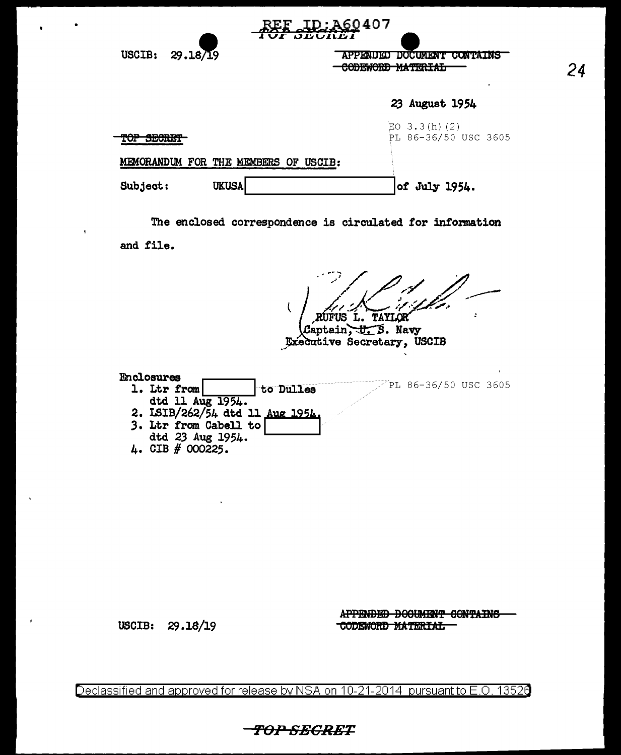REF ID:A60407

~~TOP SECRET~~

USCIB: 29.18/19

~~APPENDED DOCUMENT CONTAINS CODEWORD MATERIAL~~

23 August 1954

EO 3.3(h)(2)
PL 86-36/50 USC 3605

~~TOP SECRET~~

MEMORANDUM FOR THE MEMBERS OF USCIB:

Subject: UKUSA [REDACTED] of July 1954.

The enclosed correspondence is circulated for information and file.

RUFUS L. TAYLOR
Captain, U. S. Navy
Executive Secretary, USCIB

Enclosures
1. Ltr from [REDACTED] to Dulles dtd 11 Aug 1954.
2. LSIB/262/54 dtd 11 Aug 1954.
3. Ltr from Cabell to [REDACTED] dtd 23 Aug 1954.
4. CIB # 000225.

PL 86-36/50 USC 3605

USCIB: 29.18/19

~~APPENDED DOCUMENT CONTAINS CODEWORD MATERIAL~~

Declassified and approved for release by NSA on 10-21-2014 pursuant to E.O. 13526

~~TOP SECRET~~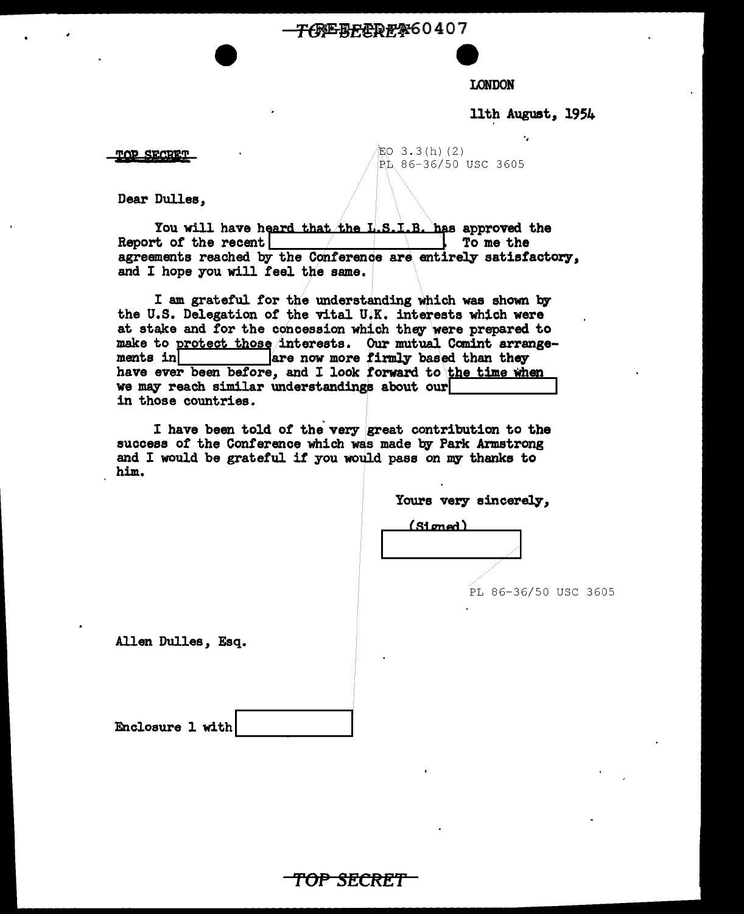TOP SECRET

LONDON

11th August, 1954

TOP SECRET

EO 3.3(h)(2)
PL 86-36/50 USC 3605

Dear Dulles,

You will have heard that the L.S.I.B. has approved the Report of the recent [redacted]. To me the agreements reached by the Conference are entirely satisfactory, and I hope you will feel the same.

I am grateful for the understanding which was shown by the U.S. Delegation of the vital U.K. interests which were at stake and for the concession which they were prepared to make to protect those interests. Our mutual Comint arrangements in [redacted] are now more firmly based than they have ever been before, and I look forward to the time when we may reach similar understandings about our [redacted] in those countries.

I have been told of the very great contribution to the success of the Conference which was made by Park Armstrong and I would be grateful if you would pass on my thanks to him.

Yours very sincerely,

(Signed)
[redacted]

PL 86-36/50 USC 3605

Allen Dulles, Esq.

Enclosure 1 with [redacted]

TOP SECRET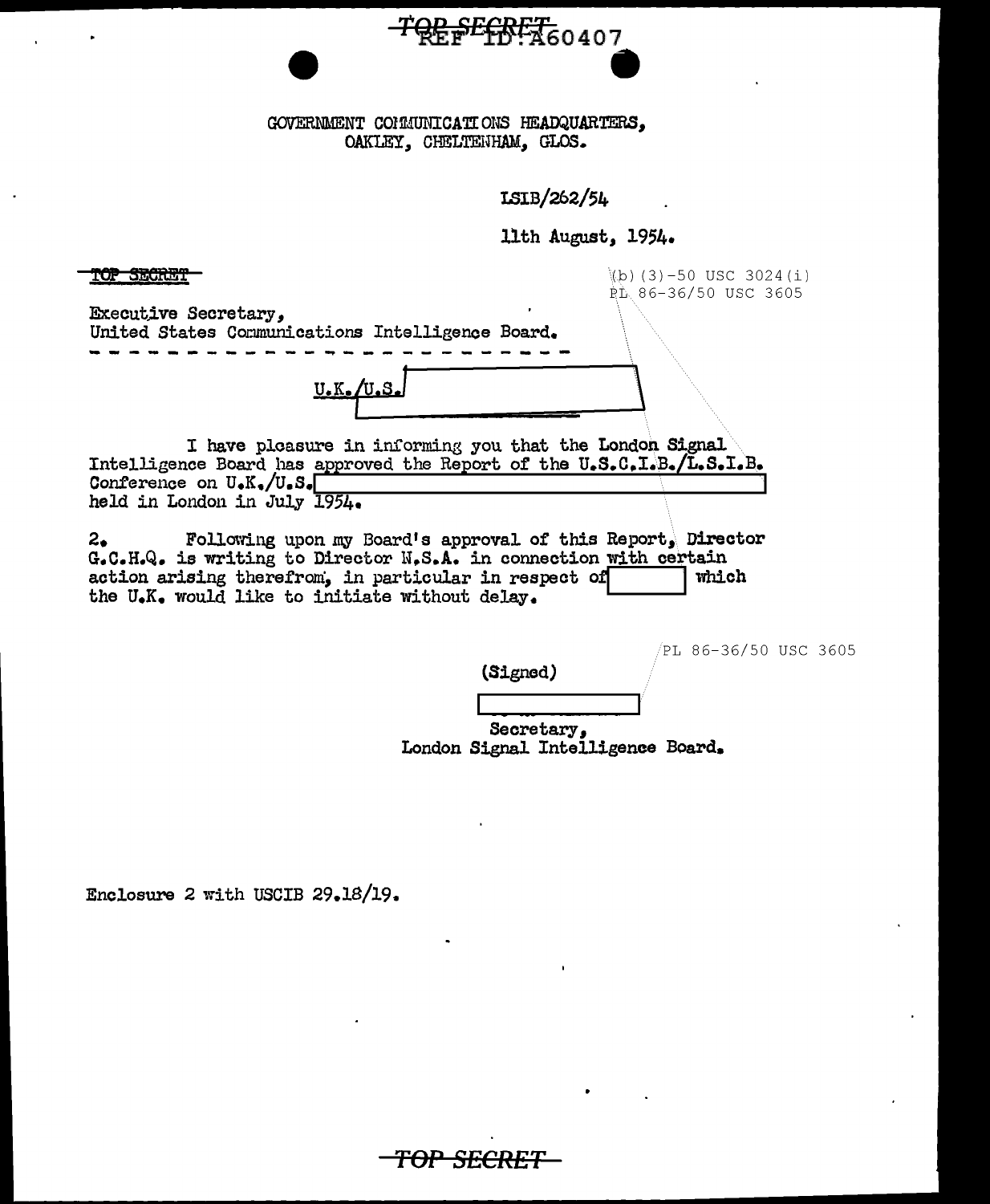TOP SECRET REF ID:A60407

GOVERNMENT COMMUNICATIONS HEADQUARTERS,
OAKLEY, CHELTENHAM, GLOS.

LSIB/262/54

11th August, 1954.

TOP SECRET

(b)(3)-50 USC 3024(i)
PL 86-36/50 USC 3605

Executive Secretary,
United States Communications Intelligence Board.

U.K./U.S. [redacted]

I have pleasure in informing you that the London Signal Intelligence Board has approved the Report of the U.S.C.I.B./L.S.I.B. Conference on U.K./U.S. [redacted] held in London in July 1954.

2. Following upon my Board's approval of this Report, Director G.C.H.Q. is writing to Director N.S.A. in connection with certain action arising therefrom, in particular in respect of [redacted] which the U.K. would like to initiate without delay.

PL 86-36/50 USC 3605

(Signed)

[redacted]

Secretary,
London Signal Intelligence Board.

Enclosure 2 with USCIB 29.18/19.

TOP SECRET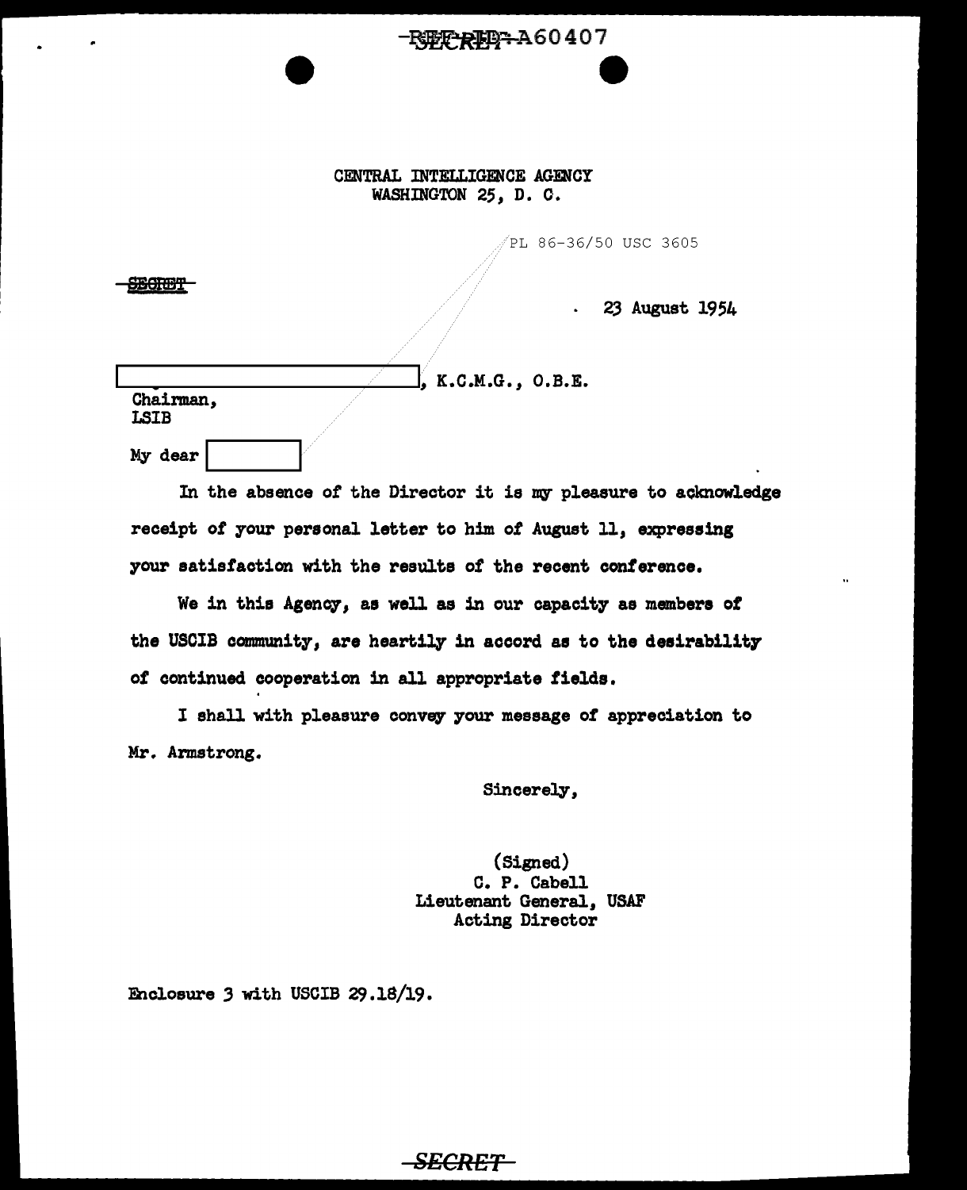REF ID:A60407

CENTRAL INTELLIGENCE AGENCY
WASHINGTON 25, D. C.

PL 86-36/50 USC 3605

SECRET

23 August 1954

[REDACTED], K.C.M.G., O.B.E.
Chairman,
LSIB

My dear [REDACTED]

In the absence of the Director it is my pleasure to acknowledge receipt of your personal letter to him of August 11, expressing your satisfaction with the results of the recent conference.

We in this Agency, as well as in our capacity as members of the USCIB community, are heartily in accord as to the desirability of continued cooperation in all appropriate fields.

I shall with pleasure convey your message of appreciation to Mr. Armstrong.

Sincerely,

(Signed)
C. P. Cabell
Lieutenant General, USAF
Acting Director

Enclosure 3 with USCIB 29.18/19.

SECRET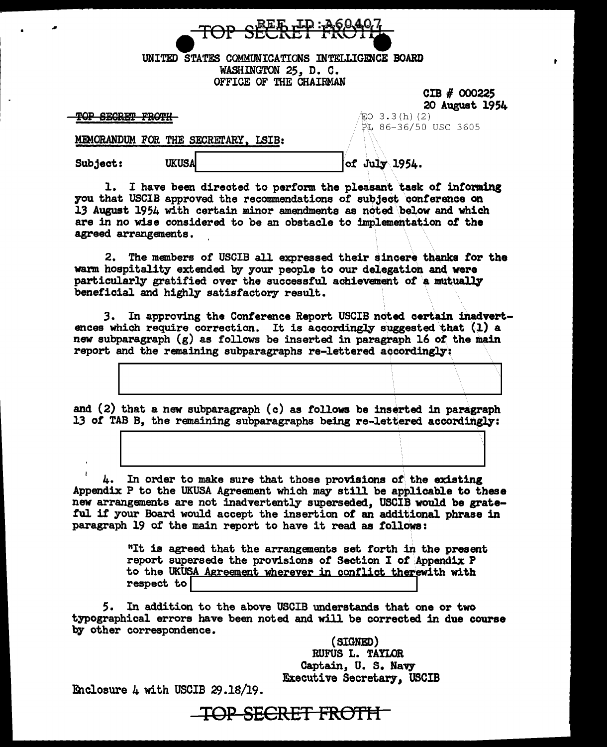REF ID:A60407

TOP SECRET FROTH

UNITED STATES COMMUNICATIONS INTELLIGENCE BOARD
WASHINGTON 25, D. C.
OFFICE OF THE CHAIRMAN

CIB # 000225
20 August 1954

~~TOP SECRET FROTH~~

EO 3.3(h)(2)
PL 86-36/50 USC 3605

MEMORANDUM FOR THE SECRETARY, LSIB:

Subject: UKUSA [redacted] of July 1954.

1. I have been directed to perform the pleasant task of informing you that USCIB approved the recommendations of subject conference on 13 August 1954 with certain minor amendments as noted below and which are in no wise considered to be an obstacle to implementation of the agreed arrangements.

2. The members of USCIB all expressed their sincere thanks for the warm hospitality extended by your people to our delegation and were particularly gratified over the successful achievement of a mutually beneficial and highly satisfactory result.

3. In approving the Conference Report USCIB noted certain inadvertences which require correction. It is accordingly suggested that (1) a new subparagraph (g) as follows be inserted in paragraph 16 of the main report and the remaining subparagraphs re-lettered accordingly:

[redacted]

and (2) that a new subparagraph (c) as follows be inserted in paragraph 13 of TAB B, the remaining subparagraphs being re-lettered accordingly:

[redacted]

4. In order to make sure that those provisions of the existing Appendix P to the UKUSA Agreement which may still be applicable to these new arrangements are not inadvertently superseded, USCIB would be grateful if your Board would accept the insertion of an additional phrase in paragraph 19 of the main report to have it read as follows:

> "It is agreed that the arrangements set forth in the present report supersede the provisions of Section I of Appendix P to the UKUSA Agreement wherever in conflict therewith with respect to [redacted]

5. In addition to the above USCIB understands that one or two typographical errors have been noted and will be corrected in due course by other correspondence.

(SIGNED)
RUFUS L. TAYLOR
Captain, U. S. Navy
Executive Secretary, USCIB

Enclosure 4 with USCIB 29.18/19.

~~TOP SECRET FROTH~~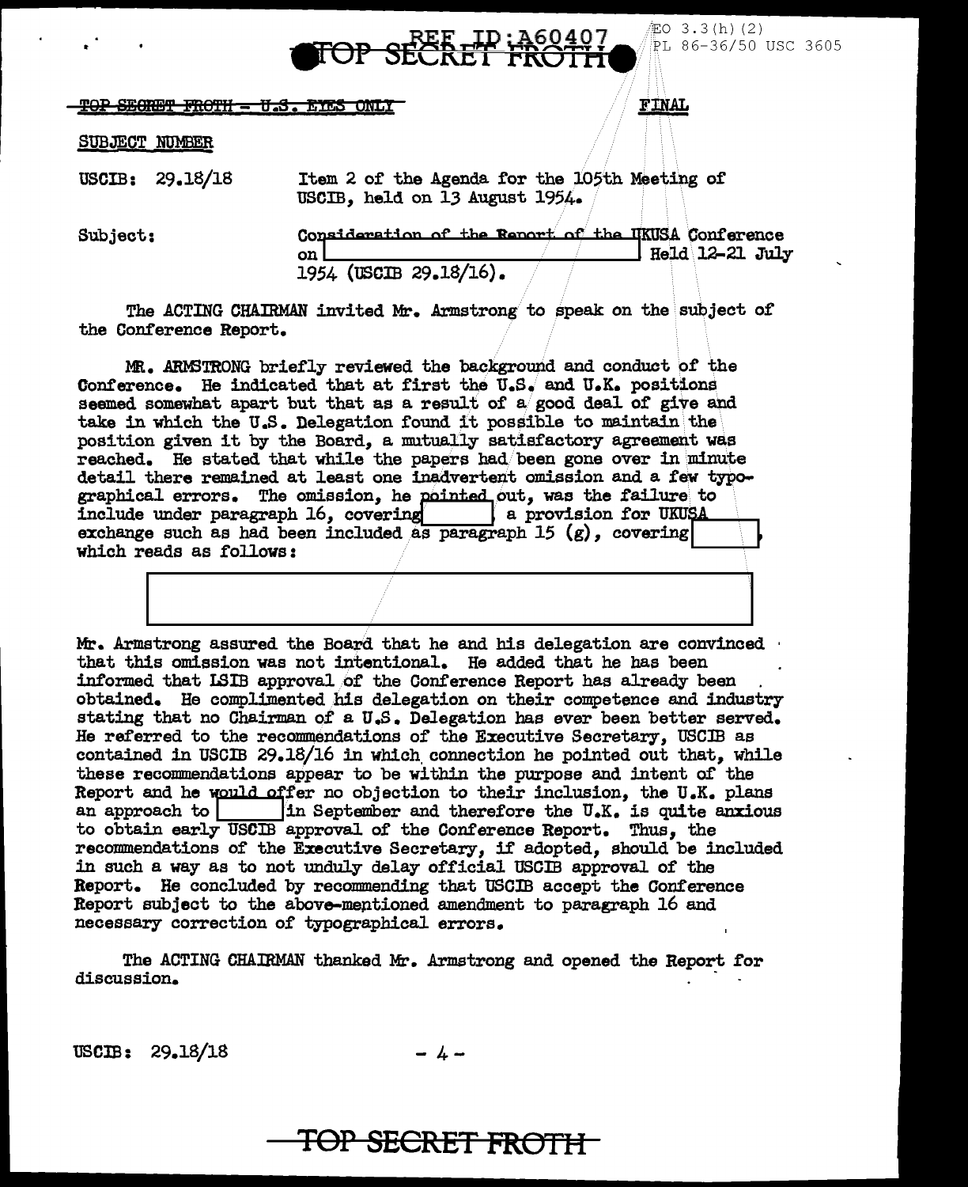TOP SECRET FROTH - U.S. EYES ONLY

FINAL

SUBJECT NUMBER

USCIB: 29.18/18 — Item 2 of the Agenda for the 105th Meeting of USCIB, held on 13 August 1954.

Subject: Consideration of the Report of the UKUSA Conference on [redacted] Held 12-21 July 1954 (USCIB 29.18/16).

The ACTING CHAIRMAN invited Mr. Armstrong to speak on the subject of the Conference Report.

MR. ARMSTRONG briefly reviewed the background and conduct of the Conference. He indicated that at first the U.S. and U.K. positions seemed somewhat apart but that as a result of a good deal of give and take in which the U.S. Delegation found it possible to maintain the position given it by the Board, a mutually satisfactory agreement was reached. He stated that while the papers had been gone over in minute detail there remained at least one inadvertent omission and a few typographical errors. The omission, he pointed out, was the failure to include under paragraph 16, covering [redacted] a provision for UKUSA exchange such as had been included as paragraph 15 (g), covering [redacted], which reads as follows:

[redacted]

Mr. Armstrong assured the Board that he and his delegation are convinced that this omission was not intentional. He added that he has been informed that LSIB approval of the Conference Report has already been obtained. He complimented his delegation on their competence and industry stating that no Chairman of a U.S. Delegation has ever been better served. He referred to the recommendations of the Executive Secretary, USCIB as contained in USCIB 29.18/16 in which connection he pointed out that, while these recommendations appear to be within the purpose and intent of the Report and he would offer no objection to their inclusion, the U.K. plans an approach to [redacted] in September and therefore the U.K. is quite anxious to obtain early USCIB approval of the Conference Report. Thus, the recommendations of the Executive Secretary, if adopted, should be included in such a way as to not unduly delay official USCIB approval of the Report. He concluded by recommending that USCIB accept the Conference Report subject to the above-mentioned amendment to paragraph 16 and necessary correction of typographical errors.

The ACTING CHAIRMAN thanked Mr. Armstrong and opened the Report for discussion.

USCIB: 29.18/18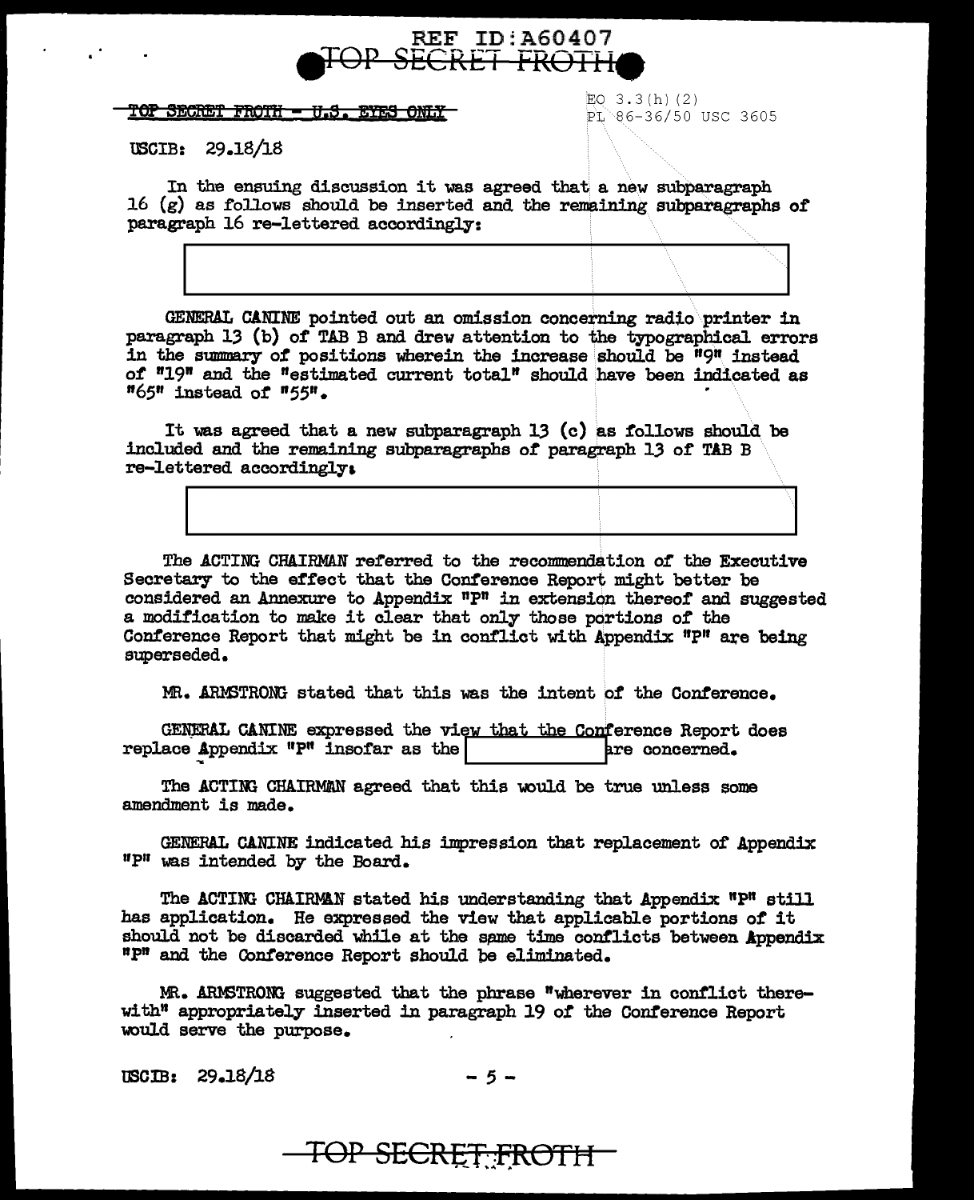TOP SECRET FROTH - U.S. EYES ONLY

EO 3.3(h)(2)
PL 86-36/50 USC 3605

USCIB: 29.18/18

In the ensuing discussion it was agreed that a new subparagraph 16 (g) as follows should be inserted and the remaining subparagraphs of paragraph 16 re-lettered accordingly:

[REDACTED]

GENERAL CANINE pointed out an omission concerning radio printer in paragraph 13 (b) of TAB B and drew attention to the typographical errors in the summary of positions wherein the increase should be "9" instead of "19" and the "estimated current total" should have been indicated as "65" instead of "55".

It was agreed that a new subparagraph 13 (c) as follows should be included and the remaining subparagraphs of paragraph 13 of TAB B re-lettered accordingly:

[REDACTED]

The ACTING CHAIRMAN referred to the recommendation of the Executive Secretary to the effect that the Conference Report might better be considered an Annexure to Appendix "P" in extension thereof and suggested a modification to make it clear that only those portions of the Conference Report that might be in conflict with Appendix "P" are being superseded.

MR. ARMSTRONG stated that this was the intent of the Conference.

GENERAL CANINE expressed the view that the Conference Report does replace Appendix "P" insofar as the [REDACTED] are concerned.

The ACTING CHAIRMAN agreed that this would be true unless some amendment is made.

GENERAL CANINE indicated his impression that replacement of Appendix "P" was intended by the Board.

The ACTING CHAIRMAN stated his understanding that Appendix "P" still has application. He expressed the view that applicable portions of it should not be discarded while at the same time conflicts between Appendix "P" and the Conference Report should be eliminated.

MR. ARMSTRONG suggested that the phrase "wherever in conflict therewith" appropriately inserted in paragraph 19 of the Conference Report would serve the purpose.

USCIB: 29.18/18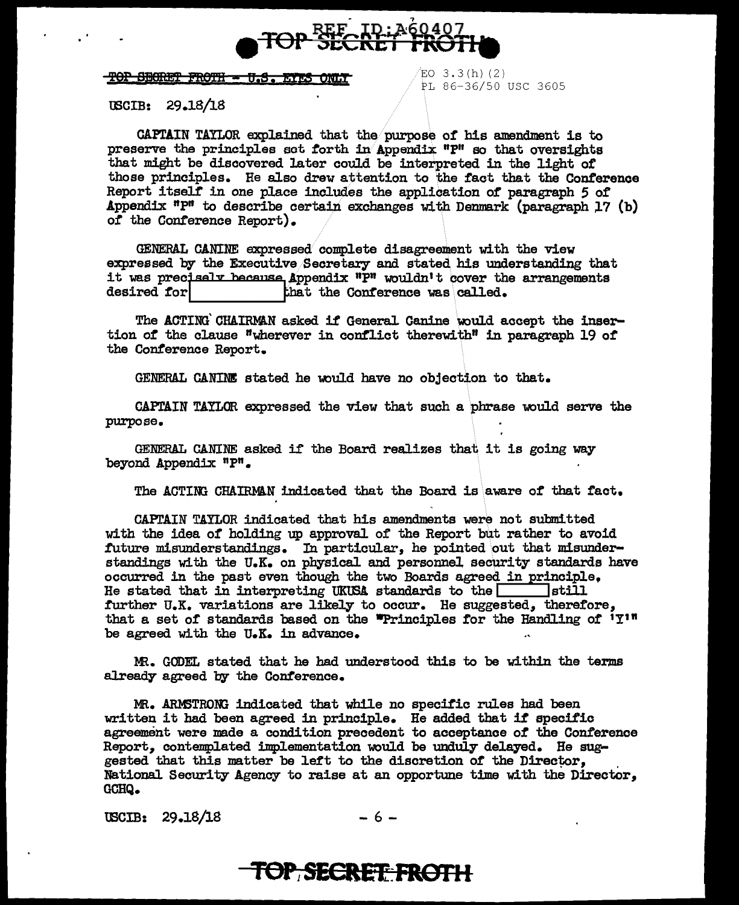TOP SECRET FROTH - U.S. EYES ONLY

EO 3.3(h)(2)
PL 86-36/50 USC 3605

USCIB: 29.18/18

CAPTAIN TAYLOR explained that the purpose of his amendment is to preserve the principles set forth in Appendix "P" so that oversights that might be discovered later could be interpreted in the light of those principles. He also drew attention to the fact that the Conference Report itself in one place includes the application of paragraph 5 of Appendix "P" to describe certain exchanges with Denmark (paragraph 17 (b) of the Conference Report).

GENERAL CANINE expressed complete disagreement with the view expressed by the Executive Secretary and stated his understanding that it was precisely because Appendix "P" wouldn't cover the arrangements desired for [REDACTED] that the Conference was called.

The ACTING CHAIRMAN asked if General Canine would accept the insertion of the clause "wherever in conflict therewith" in paragraph 19 of the Conference Report.

GENERAL CANINE stated he would have no objection to that.

CAPTAIN TAYLOR expressed the view that such a phrase would serve the purpose.

GENERAL CANINE asked if the Board realizes that it is going way beyond Appendix "P".

The ACTING CHAIRMAN indicated that the Board is aware of that fact.

CAPTAIN TAYLOR indicated that his amendments were not submitted with the idea of holding up approval of the Report but rather to avoid future misunderstandings. In particular, he pointed out that misunderstandings with the U.K. on physical and personnel security standards have occurred in the past even though the two Boards agreed in principle. He stated that in interpreting UKUSA standards to the [REDACTED] still further U.K. variations are likely to occur. He suggested, therefore, that a set of standards based on the "Principles for the Handling of 'Y'" be agreed with the U.K. in advance.

MR. GODEL stated that he had understood this to be within the terms already agreed by the Conference.

MR. ARMSTRONG indicated that while no specific rules had been written it had been agreed in principle. He added that if specific agreement were made a condition precedent to acceptance of the Conference Report, contemplated implementation would be unduly delayed. He suggested that this matter be left to the discretion of the Director, National Security Agency to raise at an opportune time with the Director, GCHQ.

USCIB: 29.18/18

TOP SECRET FROTH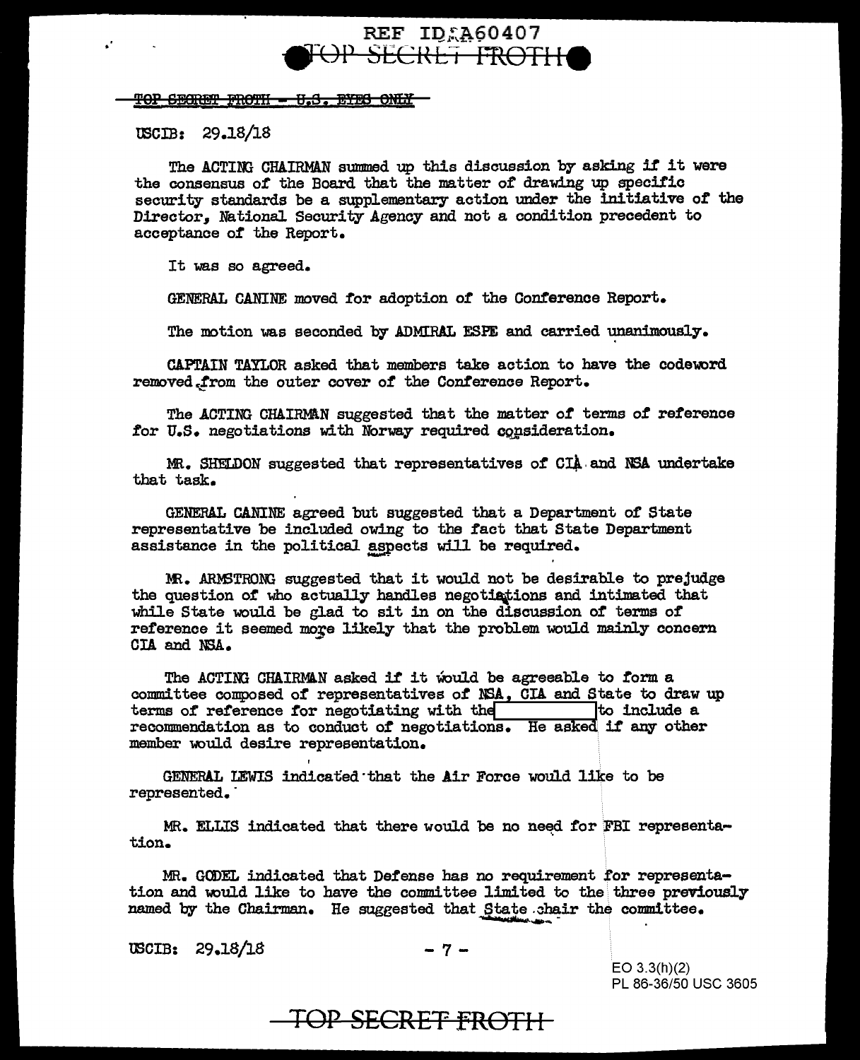TOP SECRET FROTH - U.S. EYES ONLY

USCIB: 29.18/18

The ACTING CHAIRMAN summed up this discussion by asking if it were the consensus of the Board that the matter of drawing up specific security standards be a supplementary action under the initiative of the Director, National Security Agency and not a condition precedent to acceptance of the Report.

It was so agreed.

GENERAL CANINE moved for adoption of the Conference Report.

The motion was seconded by ADMIRAL ESPE and carried unanimously.

CAPTAIN TAYLOR asked that members take action to have the codeword removed from the outer cover of the Conference Report.

The ACTING CHAIRMAN suggested that the matter of terms of reference for U.S. negotiations with Norway required consideration.

MR. SHELDON suggested that representatives of CIA and NSA undertake that task.

GENERAL CANINE agreed but suggested that a Department of State representative be included owing to the fact that State Department assistance in the political aspects will be required.

MR. ARMSTRONG suggested that it would not be desirable to prejudge the question of who actually handles negotiations and intimated that while State would be glad to sit in on the discussion of terms of reference it seemed more likely that the problem would mainly concern CIA and NSA.

The ACTING CHAIRMAN asked if it would be agreeable to form a committee composed of representatives of NSA, CIA and State to draw up terms of reference for negotiating with the [REDACTED] to include a recommendation as to conduct of negotiations. He asked if any other member would desire representation.

GENERAL LEWIS indicated that the Air Force would like to be represented.

MR. ELLIS indicated that there would be no need for FBI representation.

MR. GODEL indicated that Defense has no requirement for representation and would like to have the committee limited to the three previously named by the Chairman. He suggested that State chair the committee.

USCIB: 29.18/18

EO 3.3(h)(2)
PL 86-36/50 USC 3605

TOP SECRET FROTH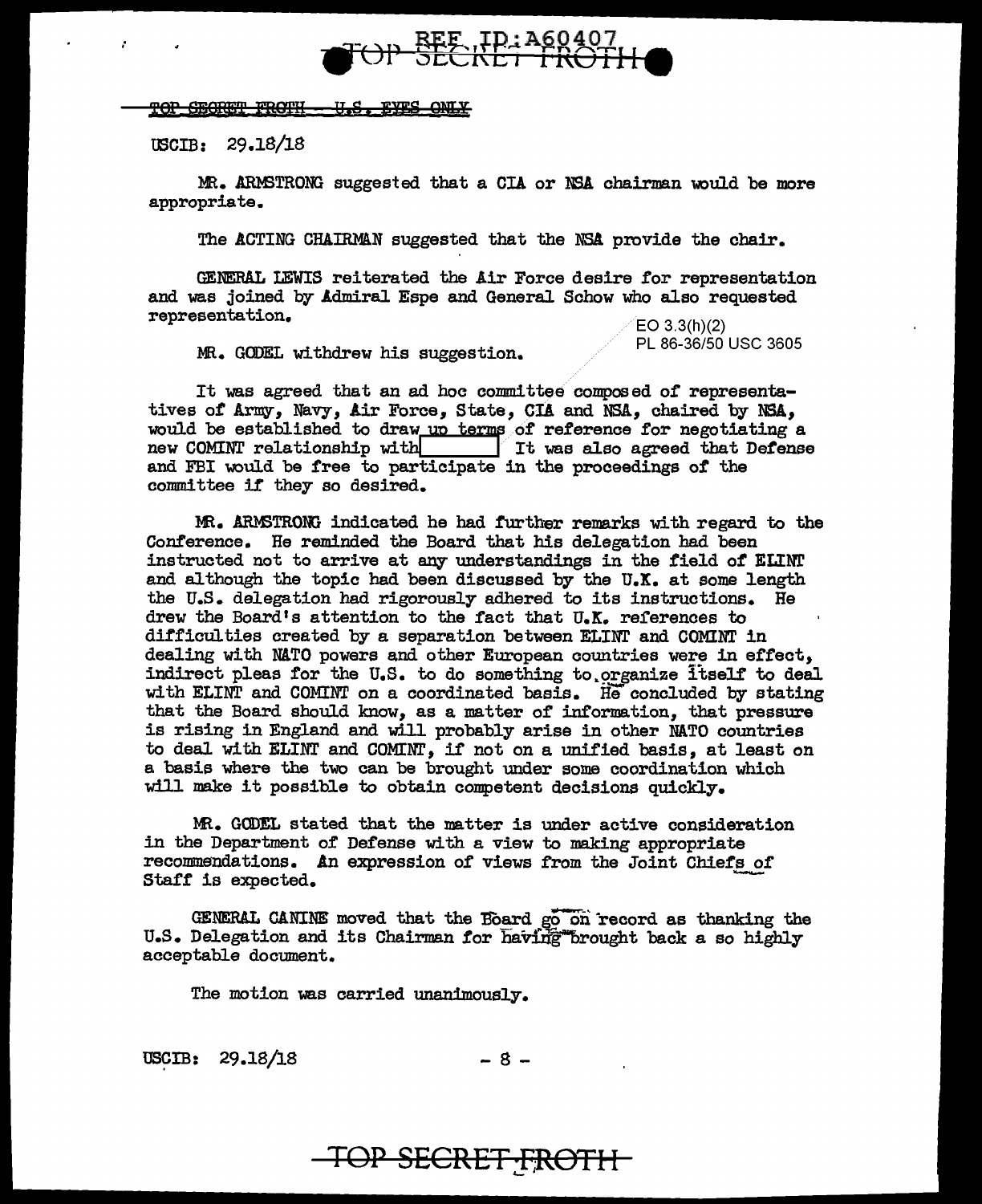~~TOP SECRET FROTH - U.S. EYES ONLY~~

USCIB: 29.18/18

MR. ARMSTRONG suggested that a CIA or NSA chairman would be more appropriate.

The ACTING CHAIRMAN suggested that the NSA provide the chair.

GENERAL LEWIS reiterated the Air Force desire for representation and was joined by Admiral Espe and General Schow who also requested representation.

EO 3.3(h)(2)
PL 86-36/50 USC 3605

MR. GODEL withdrew his suggestion.

It was agreed that an ad hoc committee composed of representatives of Army, Navy, Air Force, State, CIA and NSA, chaired by NSA, would be established to draw up terms of reference for negotiating a new COMINT relationship with [          ] It was also agreed that Defense and FBI would be free to participate in the proceedings of the committee if they so desired.

MR. ARMSTRONG indicated he had further remarks with regard to the Conference. He reminded the Board that his delegation had been instructed not to arrive at any understandings in the field of ELINT and although the topic had been discussed by the U.K. at some length the U.S. delegation had rigorously adhered to its instructions. He drew the Board's attention to the fact that U.K. references to difficulties created by a separation between ELINT and COMINT in dealing with NATO powers and other European countries were in effect, indirect pleas for the U.S. to do something to organize itself to deal with ELINT and COMINT on a coordinated basis. He concluded by stating that the Board should know, as a matter of information, that pressure is rising in England and will probably arise in other NATO countries to deal with ELINT and COMINT, if not on a unified basis, at least on a basis where the two can be brought under some coordination which will make it possible to obtain competent decisions quickly.

MR. GODEL stated that the matter is under active consideration in the Department of Defense with a view to making appropriate recommendations. An expression of views from the Joint Chiefs of Staff is expected.

GENERAL CANINE moved that the Board go on record as thanking the U.S. Delegation and its Chairman for having brought back a so highly acceptable document.

The motion was carried unanimously.

USCIB: 29.18/18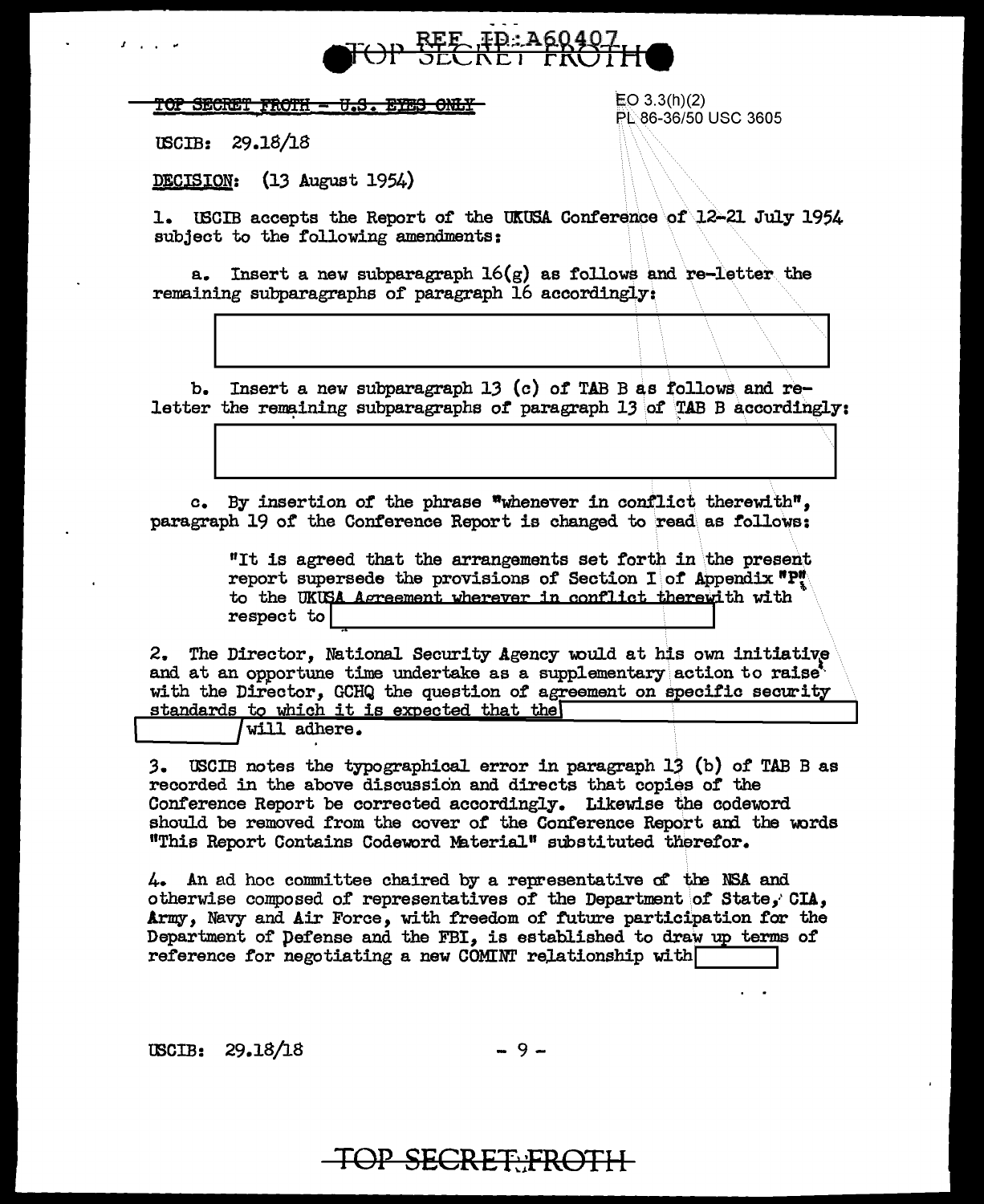TOP SECRET FROTH - U.S. EYES ONLY

EO 3.3(h)(2)
PL 86-36/50 USC 3605

USCIB: 29.18/18

DECISION: (13 August 1954)

1. USCIB accepts the Report of the UKUSA Conference of 12-21 July 1954 subject to the following amendments:

a. Insert a new subparagraph 16(g) as follows and re-letter the remaining subparagraphs of paragraph 16 accordingly:

[redacted]

b. Insert a new subparagraph 13 (c) of TAB B as follows and re-letter the remaining subparagraphs of paragraph 13 of TAB B accordingly:

[redacted]

c. By insertion of the phrase "whenever in conflict therewith", paragraph 19 of the Conference Report is changed to read as follows:

> "It is agreed that the arrangements set forth in the present report supersede the provisions of Section I of Appendix "P" to the UKUSA Agreement wherever in conflict therewith with respect to [redacted]

2. The Director, National Security Agency would at his own initiative and at an opportune time undertake as a supplementary action to raise with the Director, GCHQ the question of agreement on specific security standards to which it is expected that the [redacted] will adhere.

3. USCIB notes the typographical error in paragraph 13 (b) of TAB B as recorded in the above discussion and directs that copies of the Conference Report be corrected accordingly. Likewise the codeword should be removed from the cover of the Conference Report and the words "This Report Contains Codeword Material" substituted therefor.

4. An ad hoc committee chaired by a representative of the NSA and otherwise composed of representatives of the Department of State, CIA, Army, Navy and Air Force, with freedom of future participation for the Department of Defense and the FBI, is established to draw up terms of reference for negotiating a new COMINT relationship with [redacted]

USCIB: 29.18/18